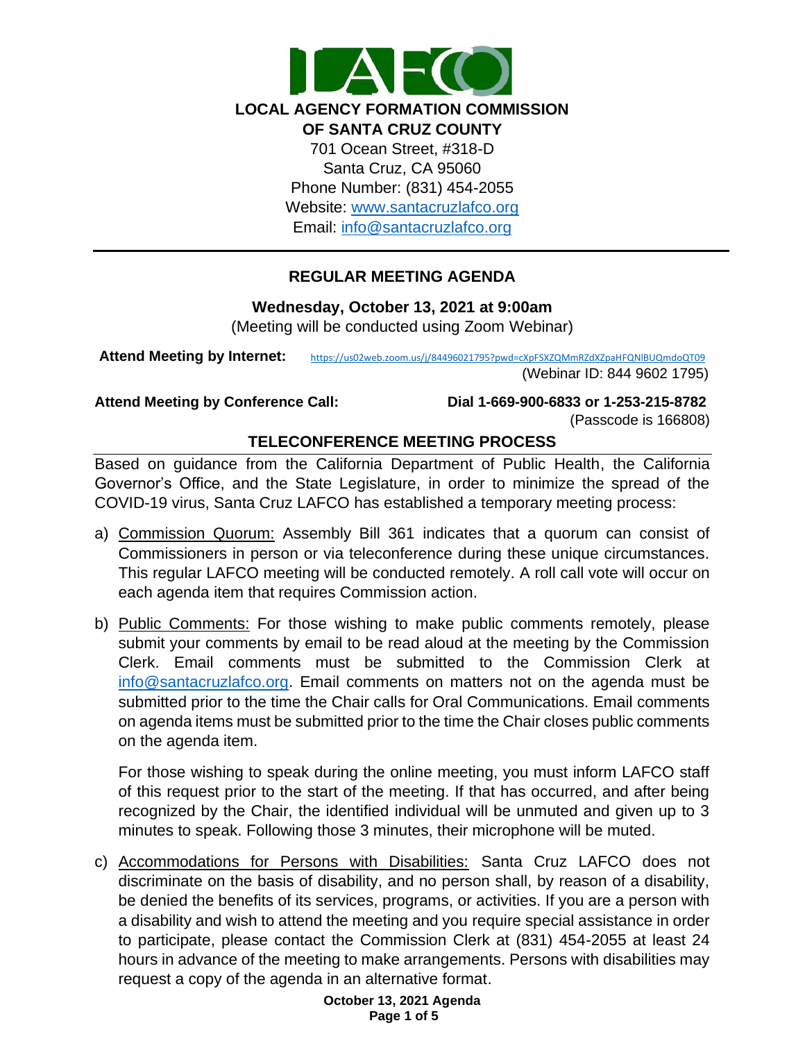**LOCAL AGENCY FORMATION COMMISSION**
**OF SANTA CRUZ COUNTY**

701 Ocean Street, #318-D
Santa Cruz, CA 95060
Phone Number: (831) 454-2055
Website: [www.santacruzlafco.org](http://www.santacruzlafco.org)
Email: [info@santacruzlafco.org](mailto:info@santacruzlafco.org)

---

# REGULAR MEETING AGENDA

**Wednesday, October 13, 2021 at 9:00am**
(Meeting will be conducted using Zoom Webinar)

**Attend Meeting by Internet:** https://us02web.zoom.us/j/84496021795?pwd=cXpFSXZQMmRZdXZpaHFQNlBUQmdoQT09
(Webinar ID: 844 9602 1795)

**Attend Meeting by Conference Call:** **Dial 1-669-900-6833 or 1-253-215-8782**
(Passcode is 166808)

## TELECONFERENCE MEETING PROCESS

Based on guidance from the California Department of Public Health, the California Governor's Office, and the State Legislature, in order to minimize the spread of the COVID-19 virus, Santa Cruz LAFCO has established a temporary meeting process:

a) Commission Quorum: Assembly Bill 361 indicates that a quorum can consist of Commissioners in person or via teleconference during these unique circumstances. This regular LAFCO meeting will be conducted remotely. A roll call vote will occur on each agenda item that requires Commission action.

b) Public Comments: For those wishing to make public comments remotely, please submit your comments by email to be read aloud at the meeting by the Commission Clerk. Email comments must be submitted to the Commission Clerk at [info@santacruzlafco.org](mailto:info@santacruzlafco.org). Email comments on matters not on the agenda must be submitted prior to the time the Chair calls for Oral Communications. Email comments on agenda items must be submitted prior to the time the Chair closes public comments on the agenda item.

   For those wishing to speak during the online meeting, you must inform LAFCO staff of this request prior to the start of the meeting. If that has occurred, and after being recognized by the Chair, the identified individual will be unmuted and given up to 3 minutes to speak. Following those 3 minutes, their microphone will be muted.

c) Accommodations for Persons with Disabilities: Santa Cruz LAFCO does not discriminate on the basis of disability, and no person shall, by reason of a disability, be denied the benefits of its services, programs, or activities. If you are a person with a disability and wish to attend the meeting and you require special assistance in order to participate, please contact the Commission Clerk at (831) 454-2055 at least 24 hours in advance of the meeting to make arrangements. Persons with disabilities may request a copy of the agenda in an alternative format.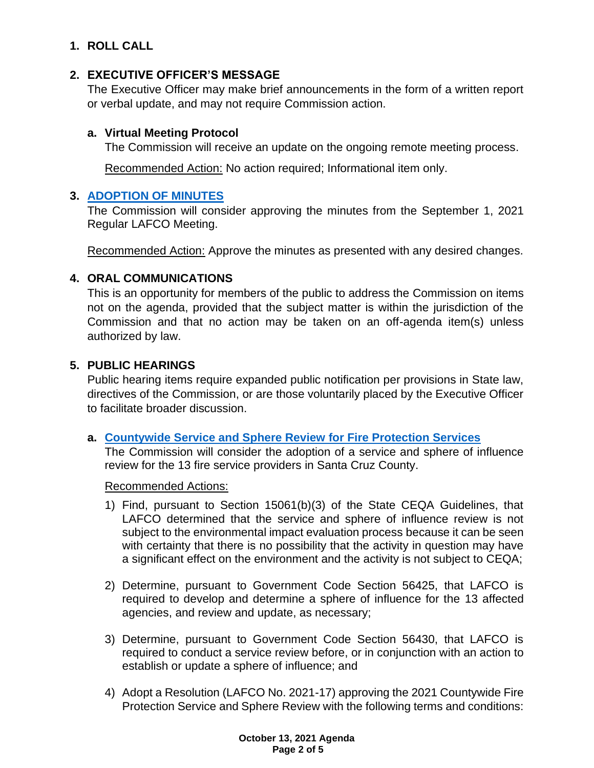## 1. ROLL CALL

## 2. EXECUTIVE OFFICER'S MESSAGE

The Executive Officer may make brief announcements in the form of a written report or verbal update, and may not require Commission action.

### a. Virtual Meeting Protocol

The Commission will receive an update on the ongoing remote meeting process.

Recommended Action: No action required; Informational item only.

## 3. ADOPTION OF MINUTES

The Commission will consider approving the minutes from the September 1, 2021 Regular LAFCO Meeting.

Recommended Action: Approve the minutes as presented with any desired changes.

## 4. ORAL COMMUNICATIONS

This is an opportunity for members of the public to address the Commission on items not on the agenda, provided that the subject matter is within the jurisdiction of the Commission and that no action may be taken on an off-agenda item(s) unless authorized by law.

## 5. PUBLIC HEARINGS

Public hearing items require expanded public notification per provisions in State law, directives of the Commission, or are those voluntarily placed by the Executive Officer to facilitate broader discussion.

### a. Countywide Service and Sphere Review for Fire Protection Services

The Commission will consider the adoption of a service and sphere of influence review for the 13 fire service providers in Santa Cruz County.

Recommended Actions:

1) Find, pursuant to Section 15061(b)(3) of the State CEQA Guidelines, that LAFCO determined that the service and sphere of influence review is not subject to the environmental impact evaluation process because it can be seen with certainty that there is no possibility that the activity in question may have a significant effect on the environment and the activity is not subject to CEQA;

2) Determine, pursuant to Government Code Section 56425, that LAFCO is required to develop and determine a sphere of influence for the 13 affected agencies, and review and update, as necessary;

3) Determine, pursuant to Government Code Section 56430, that LAFCO is required to conduct a service review before, or in conjunction with an action to establish or update a sphere of influence; and

4) Adopt a Resolution (LAFCO No. 2021-17) approving the 2021 Countywide Fire Protection Service and Sphere Review with the following terms and conditions: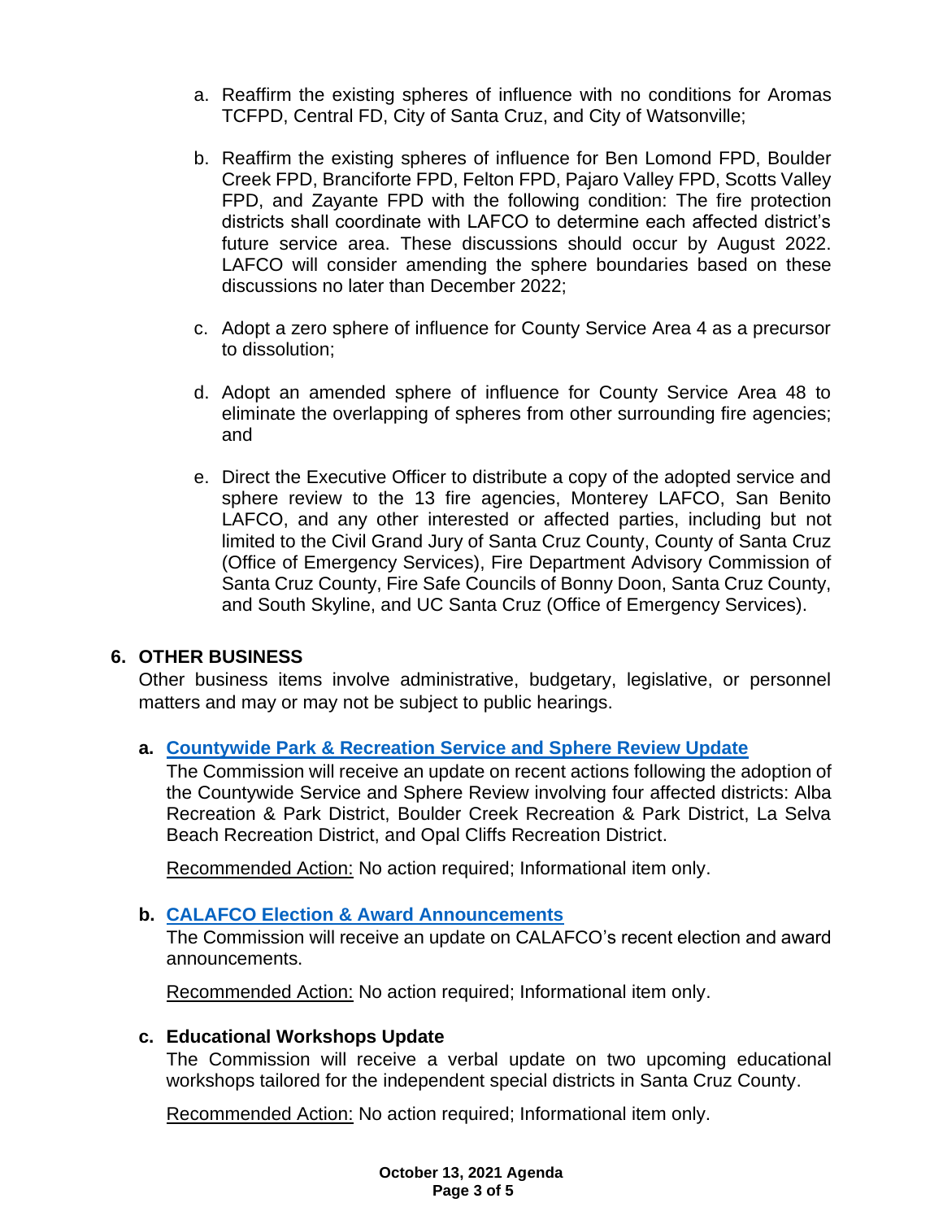a. Reaffirm the existing spheres of influence with no conditions for Aromas TCFPD, Central FD, City of Santa Cruz, and City of Watsonville;

b. Reaffirm the existing spheres of influence for Ben Lomond FPD, Boulder Creek FPD, Branciforte FPD, Felton FPD, Pajaro Valley FPD, Scotts Valley FPD, and Zayante FPD with the following condition: The fire protection districts shall coordinate with LAFCO to determine each affected district's future service area. These discussions should occur by August 2022. LAFCO will consider amending the sphere boundaries based on these discussions no later than December 2022;

c. Adopt a zero sphere of influence for County Service Area 4 as a precursor to dissolution;

d. Adopt an amended sphere of influence for County Service Area 48 to eliminate the overlapping of spheres from other surrounding fire agencies; and

e. Direct the Executive Officer to distribute a copy of the adopted service and sphere review to the 13 fire agencies, Monterey LAFCO, San Benito LAFCO, and any other interested or affected parties, including but not limited to the Civil Grand Jury of Santa Cruz County, County of Santa Cruz (Office of Emergency Services), Fire Department Advisory Commission of Santa Cruz County, Fire Safe Councils of Bonny Doon, Santa Cruz County, and South Skyline, and UC Santa Cruz (Office of Emergency Services).

## 6. OTHER BUSINESS

Other business items involve administrative, budgetary, legislative, or personnel matters and may or may not be subject to public hearings.

### a. Countywide Park & Recreation Service and Sphere Review Update

The Commission will receive an update on recent actions following the adoption of the Countywide Service and Sphere Review involving four affected districts: Alba Recreation & Park District, Boulder Creek Recreation & Park District, La Selva Beach Recreation District, and Opal Cliffs Recreation District.

Recommended Action: No action required; Informational item only.

### b. CALAFCO Election & Award Announcements

The Commission will receive an update on CALAFCO's recent election and award announcements.

Recommended Action: No action required; Informational item only.

### c. Educational Workshops Update

The Commission will receive a verbal update on two upcoming educational workshops tailored for the independent special districts in Santa Cruz County.

Recommended Action: No action required; Informational item only.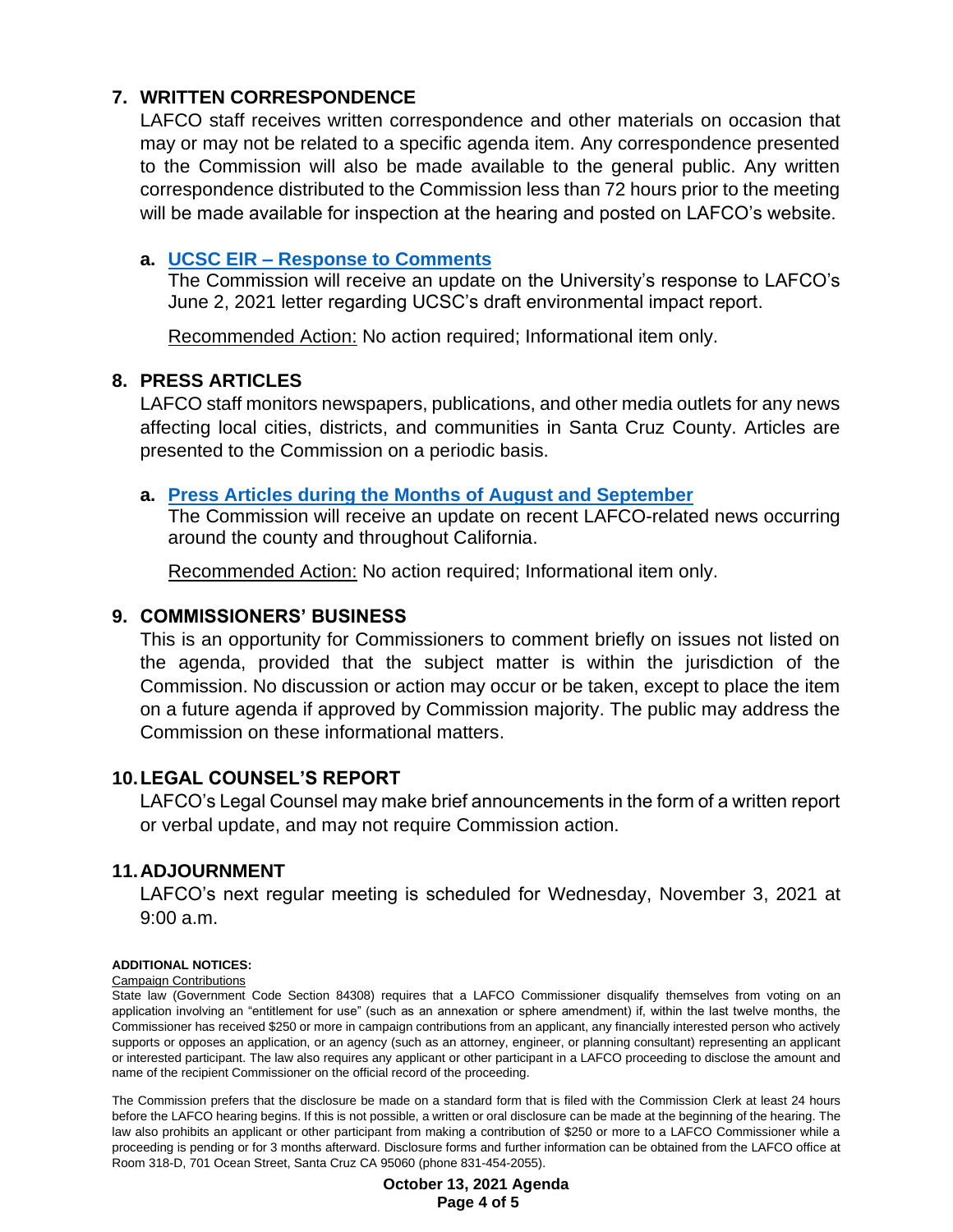## 7. WRITTEN CORRESPONDENCE

LAFCO staff receives written correspondence and other materials on occasion that may or may not be related to a specific agenda item. Any correspondence presented to the Commission will also be made available to the general public. Any written correspondence distributed to the Commission less than 72 hours prior to the meeting will be made available for inspection at the hearing and posted on LAFCO's website.

**a. UCSC EIR – Response to Comments**

The Commission will receive an update on the University's response to LAFCO's June 2, 2021 letter regarding UCSC's draft environmental impact report.

Recommended Action: No action required; Informational item only.

## 8. PRESS ARTICLES

LAFCO staff monitors newspapers, publications, and other media outlets for any news affecting local cities, districts, and communities in Santa Cruz County. Articles are presented to the Commission on a periodic basis.

**a. Press Articles during the Months of August and September**

The Commission will receive an update on recent LAFCO-related news occurring around the county and throughout California.

Recommended Action: No action required; Informational item only.

## 9. COMMISSIONERS' BUSINESS

This is an opportunity for Commissioners to comment briefly on issues not listed on the agenda, provided that the subject matter is within the jurisdiction of the Commission. No discussion or action may occur or be taken, except to place the item on a future agenda if approved by Commission majority. The public may address the Commission on these informational matters.

## 10. LEGAL COUNSEL'S REPORT

LAFCO's Legal Counsel may make brief announcements in the form of a written report or verbal update, and may not require Commission action.

## 11. ADJOURNMENT

LAFCO's next regular meeting is scheduled for Wednesday, November 3, 2021 at 9:00 a.m.

**ADDITIONAL NOTICES:**

Campaign Contributions

State law (Government Code Section 84308) requires that a LAFCO Commissioner disqualify themselves from voting on an application involving an "entitlement for use" (such as an annexation or sphere amendment) if, within the last twelve months, the Commissioner has received $250 or more in campaign contributions from an applicant, any financially interested person who actively supports or opposes an application, or an agency (such as an attorney, engineer, or planning consultant) representing an applicant or interested participant. The law also requires any applicant or other participant in a LAFCO proceeding to disclose the amount and name of the recipient Commissioner on the official record of the proceeding.

The Commission prefers that the disclosure be made on a standard form that is filed with the Commission Clerk at least 24 hours before the LAFCO hearing begins. If this is not possible, a written or oral disclosure can be made at the beginning of the hearing. The law also prohibits an applicant or other participant from making a contribution of $250 or more to a LAFCO Commissioner while a proceeding is pending or for 3 months afterward. Disclosure forms and further information can be obtained from the LAFCO office at Room 318-D, 701 Ocean Street, Santa Cruz CA 95060 (phone 831-454-2055).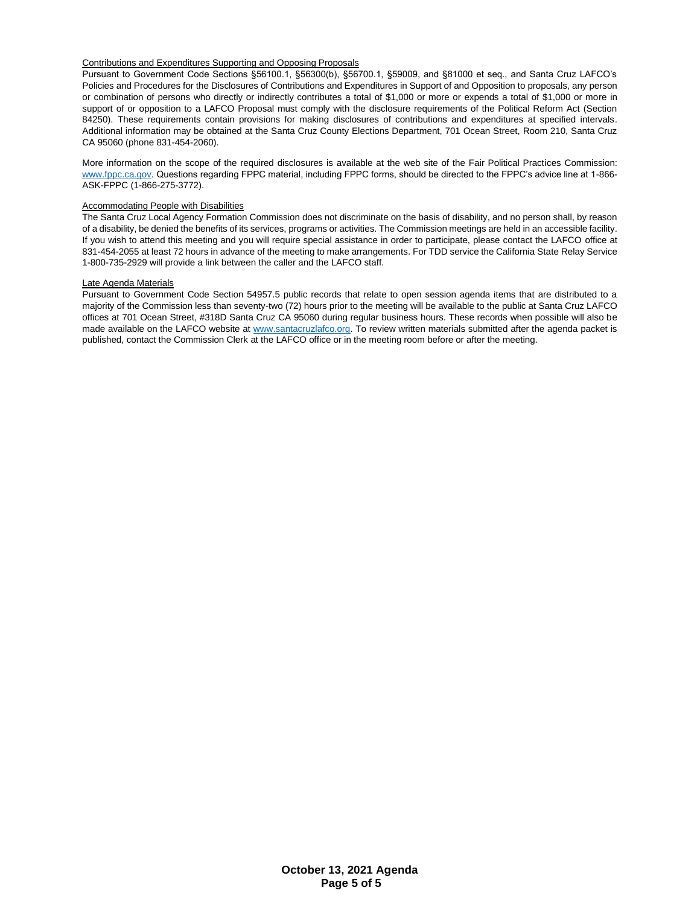Contributions and Expenditures Supporting and Opposing Proposals

Pursuant to Government Code Sections §56100.1, §56300(b), §56700.1, §59009, and §81000 et seq., and Santa Cruz LAFCO's Policies and Procedures for the Disclosures of Contributions and Expenditures in Support of and Opposition to proposals, any person or combination of persons who directly or indirectly contributes a total of $1,000 or more or expends a total of $1,000 or more in support of or opposition to a LAFCO Proposal must comply with the disclosure requirements of the Political Reform Act (Section 84250). These requirements contain provisions for making disclosures of contributions and expenditures at specified intervals. Additional information may be obtained at the Santa Cruz County Elections Department, 701 Ocean Street, Room 210, Santa Cruz CA 95060 (phone 831-454-2060).

More information on the scope of the required disclosures is available at the web site of the Fair Political Practices Commission: www.fppc.ca.gov. Questions regarding FPPC material, including FPPC forms, should be directed to the FPPC's advice line at 1-866-ASK-FPPC (1-866-275-3772).

Accommodating People with Disabilities

The Santa Cruz Local Agency Formation Commission does not discriminate on the basis of disability, and no person shall, by reason of a disability, be denied the benefits of its services, programs or activities. The Commission meetings are held in an accessible facility. If you wish to attend this meeting and you will require special assistance in order to participate, please contact the LAFCO office at 831-454-2055 at least 72 hours in advance of the meeting to make arrangements. For TDD service the California State Relay Service 1-800-735-2929 will provide a link between the caller and the LAFCO staff.

Late Agenda Materials

Pursuant to Government Code Section 54957.5 public records that relate to open session agenda items that are distributed to a majority of the Commission less than seventy-two (72) hours prior to the meeting will be available to the public at Santa Cruz LAFCO offices at 701 Ocean Street, #318D Santa Cruz CA 95060 during regular business hours. These records when possible will also be made available on the LAFCO website at www.santacruzlafco.org. To review written materials submitted after the agenda packet is published, contact the Commission Clerk at the LAFCO office or in the meeting room before or after the meeting.